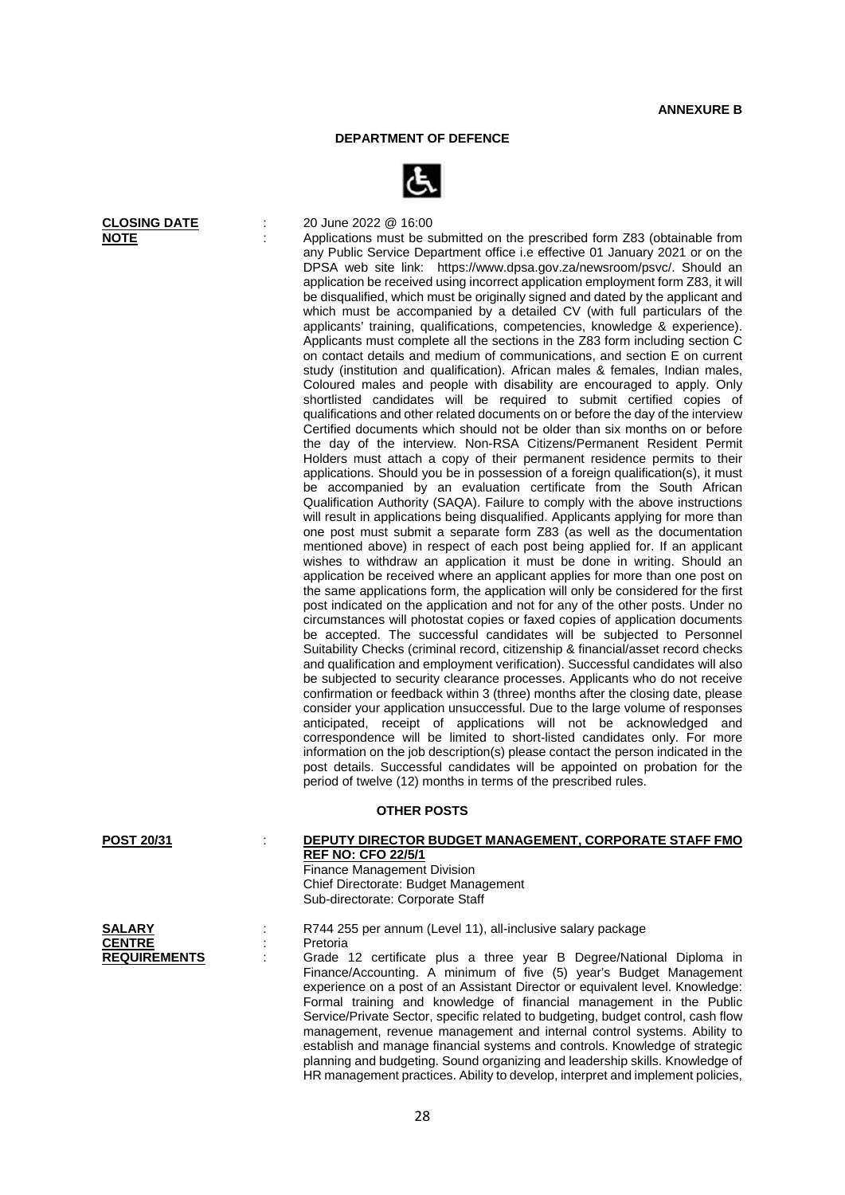**ANNEXURE B**

## DEPARTMENT OF DEFENCE

**CLOSING DATE** : 20 June 2022 @ 16:00

**NOTE** : Applications must be submitted on the prescribed form Z83 (obtainable from any Public Service Department office i.e effective 01 January 2021 or on the DPSA web site link: https://www.dpsa.gov.za/newsroom/psvc/. Should an application be received using incorrect application employment form Z83, it will be disqualified, which must be originally signed and dated by the applicant and which must be accompanied by a detailed CV (with full particulars of the applicants' training, qualifications, competencies, knowledge & experience). Applicants must complete all the sections in the Z83 form including section C on contact details and medium of communications, and section E on current study (institution and qualification). African males & females, Indian males, Coloured males and people with disability are encouraged to apply. Only shortlisted candidates will be required to submit certified copies of qualifications and other related documents on or before the day of the interview Certified documents which should not be older than six months on or before the day of the interview. Non-RSA Citizens/Permanent Resident Permit Holders must attach a copy of their permanent residence permits to their applications. Should you be in possession of a foreign qualification(s), it must be accompanied by an evaluation certificate from the South African Qualification Authority (SAQA). Failure to comply with the above instructions will result in applications being disqualified. Applicants applying for more than one post must submit a separate form Z83 (as well as the documentation mentioned above) in respect of each post being applied for. If an applicant wishes to withdraw an application it must be done in writing. Should an application be received where an applicant applies for more than one post on the same applications form, the application will only be considered for the first post indicated on the application and not for any of the other posts. Under no circumstances will photostat copies or faxed copies of application documents be accepted. The successful candidates will be subjected to Personnel Suitability Checks (criminal record, citizenship & financial/asset record checks and qualification and employment verification). Successful candidates will also be subjected to security clearance processes. Applicants who do not receive confirmation or feedback within 3 (three) months after the closing date, please consider your application unsuccessful. Due to the large volume of responses anticipated, receipt of applications will not be acknowledged and correspondence will be limited to short-listed candidates only. For more information on the job description(s) please contact the person indicated in the post details. Successful candidates will be appointed on probation for the period of twelve (12) months in terms of the prescribed rules.

### OTHER POSTS

**POST 20/31** : **DEPUTY DIRECTOR BUDGET MANAGEMENT, CORPORATE STAFF FMO REF NO: CFO 22/5/1**
Finance Management Division
Chief Directorate: Budget Management
Sub-directorate: Corporate Staff

**SALARY** : R744 255 per annum (Level 11), all-inclusive salary package

**CENTRE** : Pretoria

**REQUIREMENTS** : Grade 12 certificate plus a three year B Degree/National Diploma in Finance/Accounting. A minimum of five (5) year's Budget Management experience on a post of an Assistant Director or equivalent level. Knowledge: Formal training and knowledge of financial management in the Public Service/Private Sector, specific related to budgeting, budget control, cash flow management, revenue management and internal control systems. Ability to establish and manage financial systems and controls. Knowledge of strategic planning and budgeting. Sound organizing and leadership skills. Knowledge of HR management practices. Ability to develop, interpret and implement policies,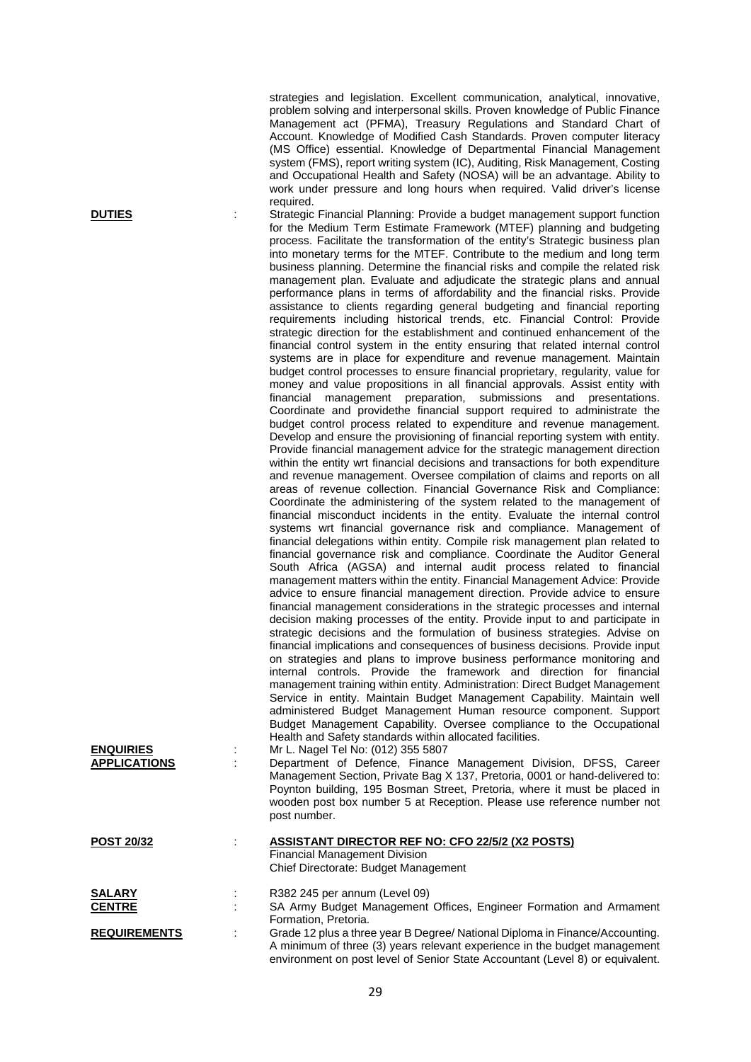strategies and legislation. Excellent communication, analytical, innovative, problem solving and interpersonal skills. Proven knowledge of Public Finance Management act (PFMA), Treasury Regulations and Standard Chart of Account. Knowledge of Modified Cash Standards. Proven computer literacy (MS Office) essential. Knowledge of Departmental Financial Management system (FMS), report writing system (IC), Auditing, Risk Management, Costing and Occupational Health and Safety (NOSA) will be an advantage. Ability to work under pressure and long hours when required. Valid driver's license required.

**DUTIES** : Strategic Financial Planning: Provide a budget management support function for the Medium Term Estimate Framework (MTEF) planning and budgeting process. Facilitate the transformation of the entity's Strategic business plan into monetary terms for the MTEF. Contribute to the medium and long term business planning. Determine the financial risks and compile the related risk management plan. Evaluate and adjudicate the strategic plans and annual performance plans in terms of affordability and the financial risks. Provide assistance to clients regarding general budgeting and financial reporting requirements including historical trends, etc. Financial Control: Provide strategic direction for the establishment and continued enhancement of the financial control system in the entity ensuring that related internal control systems are in place for expenditure and revenue management. Maintain budget control processes to ensure financial proprietary, regularity, value for money and value propositions in all financial approvals. Assist entity with financial management preparation, submissions and presentations. Coordinate and providethe financial support required to administrate the budget control process related to expenditure and revenue management. Develop and ensure the provisioning of financial reporting system with entity. Provide financial management advice for the strategic management direction within the entity wrt financial decisions and transactions for both expenditure and revenue management. Oversee compilation of claims and reports on all areas of revenue collection. Financial Governance Risk and Compliance: Coordinate the administering of the system related to the management of financial misconduct incidents in the entity. Evaluate the internal control systems wrt financial governance risk and compliance. Management of financial delegations within entity. Compile risk management plan related to financial governance risk and compliance. Coordinate the Auditor General South Africa (AGSA) and internal audit process related to financial management matters within the entity. Financial Management Advice: Provide advice to ensure financial management direction. Provide advice to ensure financial management considerations in the strategic processes and internal decision making processes of the entity. Provide input to and participate in strategic decisions and the formulation of business strategies. Advise on financial implications and consequences of business decisions. Provide input on strategies and plans to improve business performance monitoring and internal controls. Provide the framework and direction for financial management training within entity. Administration: Direct Budget Management Service in entity. Maintain Budget Management Capability. Maintain well administered Budget Management Human resource component. Support Budget Management Capability. Oversee compliance to the Occupational Health and Safety standards within allocated facilities.

**ENQUIRIES** : Mr L. Nagel Tel No: (012) 355 5807

**APPLICATIONS** : Department of Defence, Finance Management Division, DFSS, Career Management Section, Private Bag X 137, Pretoria, 0001 or hand-delivered to: Poynton building, 195 Bosman Street, Pretoria, where it must be placed in wooden post box number 5 at Reception. Please use reference number not post number.

**POST 20/32** : **ASSISTANT DIRECTOR REF NO: CFO 22/5/2 (X2 POSTS)**
Financial Management Division
Chief Directorate: Budget Management

**SALARY** : R382 245 per annum (Level 09)

**CENTRE** : SA Army Budget Management Offices, Engineer Formation and Armament Formation, Pretoria.

**REQUIREMENTS** : Grade 12 plus a three year B Degree/ National Diploma in Finance/Accounting. A minimum of three (3) years relevant experience in the budget management environment on post level of Senior State Accountant (Level 8) or equivalent.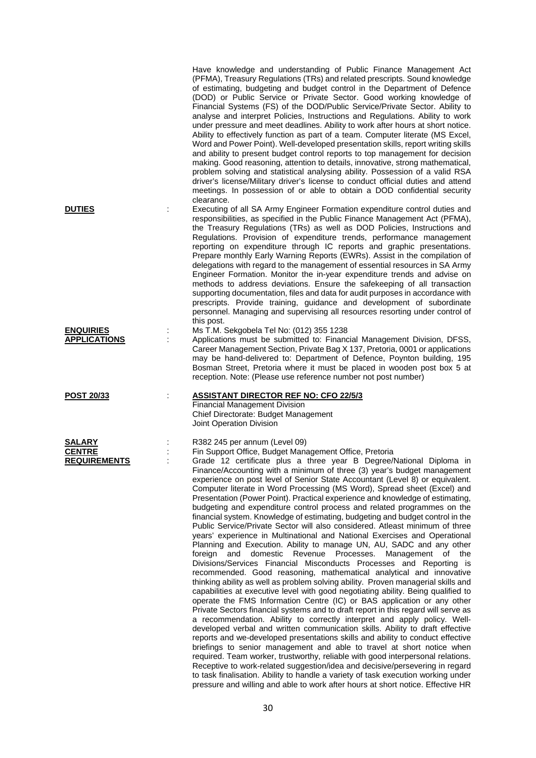Have knowledge and understanding of Public Finance Management Act (PFMA), Treasury Regulations (TRs) and related prescripts. Sound knowledge of estimating, budgeting and budget control in the Department of Defence (DOD) or Public Service or Private Sector. Good working knowledge of Financial Systems (FS) of the DOD/Public Service/Private Sector. Ability to analyse and interpret Policies, Instructions and Regulations. Ability to work under pressure and meet deadlines. Ability to work after hours at short notice. Ability to effectively function as part of a team. Computer literate (MS Excel, Word and Power Point). Well-developed presentation skills, report writing skills and ability to present budget control reports to top management for decision making. Good reasoning, attention to details, innovative, strong mathematical, problem solving and statistical analysing ability. Possession of a valid RSA driver's license/Military driver's license to conduct official duties and attend meetings. In possession of or able to obtain a DOD confidential security clearance.

**DUTIES** : Executing of all SA Army Engineer Formation expenditure control duties and responsibilities, as specified in the Public Finance Management Act (PFMA), the Treasury Regulations (TRs) as well as DOD Policies, Instructions and Regulations. Provision of expenditure trends, performance management reporting on expenditure through IC reports and graphic presentations. Prepare monthly Early Warning Reports (EWRs). Assist in the compilation of delegations with regard to the management of essential resources in SA Army Engineer Formation. Monitor the in-year expenditure trends and advise on methods to address deviations. Ensure the safekeeping of all transaction supporting documentation, files and data for audit purposes in accordance with prescripts. Provide training, guidance and development of subordinate personnel. Managing and supervising all resources resorting under control of this post.

**ENQUIRIES** : Ms T.M. Sekgobela Tel No: (012) 355 1238

**APPLICATIONS** : Applications must be submitted to: Financial Management Division, DFSS, Career Management Section, Private Bag X 137, Pretoria, 0001 or applications may be hand-delivered to: Department of Defence, Poynton building, 195 Bosman Street, Pretoria where it must be placed in wooden post box 5 at reception. Note: (Please use reference number not post number)

**POST 20/33** : **ASSISTANT DIRECTOR REF NO: CFO 22/5/3**
Financial Management Division
Chief Directorate: Budget Management
Joint Operation Division

**SALARY** : R382 245 per annum (Level 09)

**CENTRE** : Fin Support Office, Budget Management Office, Pretoria

**REQUIREMENTS** : Grade 12 certificate plus a three year B Degree/National Diploma in Finance/Accounting with a minimum of three (3) year's budget management experience on post level of Senior State Accountant (Level 8) or equivalent. Computer literate in Word Processing (MS Word), Spread sheet (Excel) and Presentation (Power Point). Practical experience and knowledge of estimating, budgeting and expenditure control process and related programmes on the financial system. Knowledge of estimating, budgeting and budget control in the Public Service/Private Sector will also considered. Atleast minimum of three years' experience in Multinational and National Exercises and Operational Planning and Execution. Ability to manage UN, AU, SADC and any other foreign and domestic Revenue Processes. Management of the Divisions/Services Financial Misconducts Processes and Reporting is recommended. Good reasoning, mathematical analytical and innovative thinking ability as well as problem solving ability. Proven managerial skills and capabilities at executive level with good negotiating ability. Being qualified to operate the FMS Information Centre (IC) or BAS application or any other Private Sectors financial systems and to draft report in this regard will serve as a recommendation. Ability to correctly interpret and apply policy. Well-developed verbal and written communication skills. Ability to draft effective reports and we-developed presentations skills and ability to conduct effective briefings to senior management and able to travel at short notice when required. Team worker, trustworthy, reliable with good interpersonal relations. Receptive to work-related suggestion/idea and decisive/persevering in regard to task finalisation. Ability to handle a variety of task execution working under pressure and willing and able to work after hours at short notice. Effective HR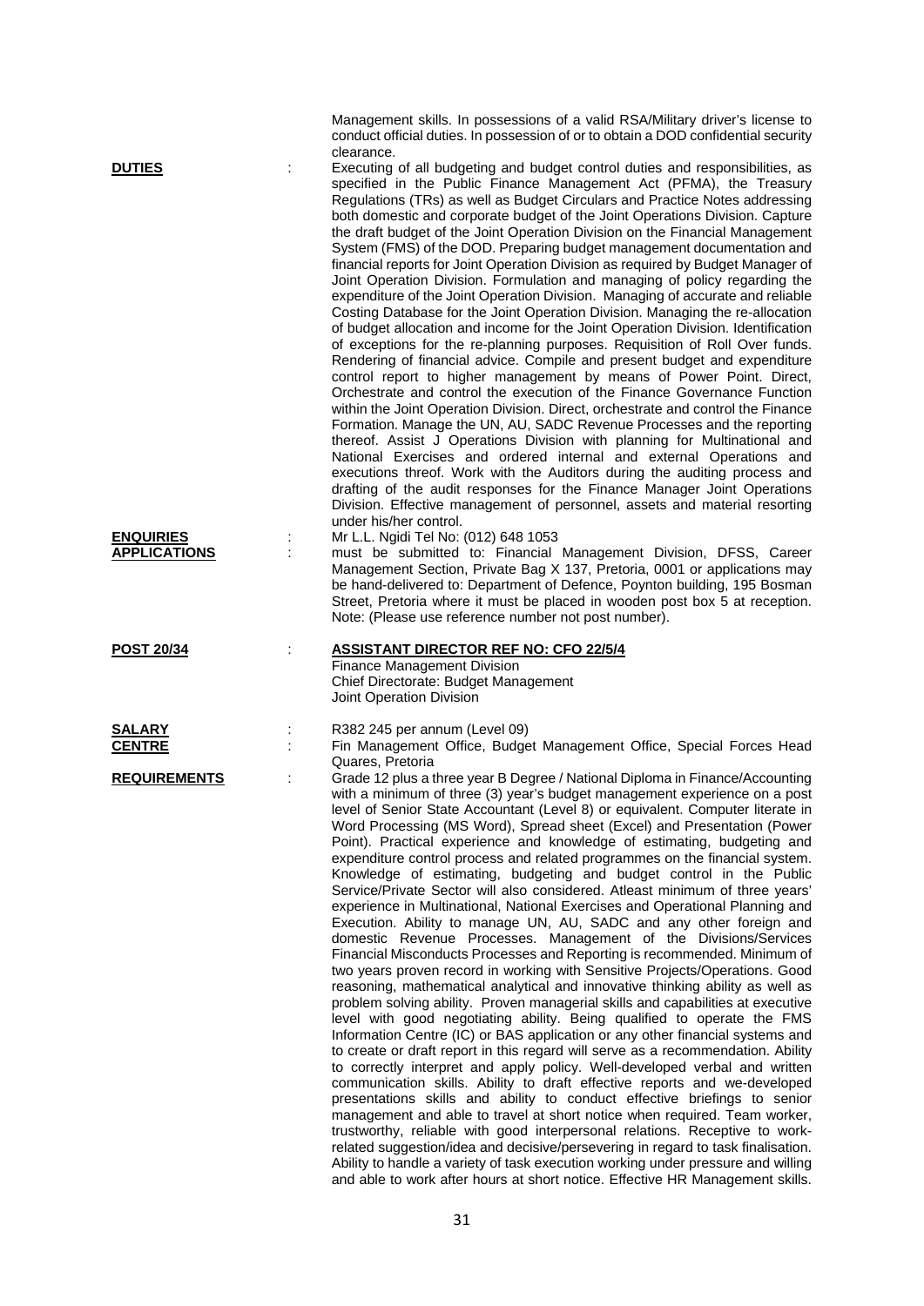Management skills. In possessions of a valid RSA/Military driver's license to conduct official duties. In possession of or to obtain a DOD confidential security clearance.

**DUTIES** : Executing of all budgeting and budget control duties and responsibilities, as specified in the Public Finance Management Act (PFMA), the Treasury Regulations (TRs) as well as Budget Circulars and Practice Notes addressing both domestic and corporate budget of the Joint Operations Division. Capture the draft budget of the Joint Operation Division on the Financial Management System (FMS) of the DOD. Preparing budget management documentation and financial reports for Joint Operation Division as required by Budget Manager of Joint Operation Division. Formulation and managing of policy regarding the expenditure of the Joint Operation Division. Managing of accurate and reliable Costing Database for the Joint Operation Division. Managing the re-allocation of budget allocation and income for the Joint Operation Division. Identification of exceptions for the re-planning purposes. Requisition of Roll Over funds. Rendering of financial advice. Compile and present budget and expenditure control report to higher management by means of Power Point. Direct, Orchestrate and control the execution of the Finance Governance Function within the Joint Operation Division. Direct, orchestrate and control the Finance Formation. Manage the UN, AU, SADC Revenue Processes and the reporting thereof. Assist J Operations Division with planning for Multinational and National Exercises and ordered internal and external Operations and executions threof. Work with the Auditors during the auditing process and drafting of the audit responses for the Finance Manager Joint Operations Division. Effective management of personnel, assets and material resorting under his/her control.

**ENQUIRIES** : Mr L.L. Ngidi Tel No: (012) 648 1053

**APPLICATIONS** : must be submitted to: Financial Management Division, DFSS, Career Management Section, Private Bag X 137, Pretoria, 0001 or applications may be hand-delivered to: Department of Defence, Poynton building, 195 Bosman Street, Pretoria where it must be placed in wooden post box 5 at reception. Note: (Please use reference number not post number).

**POST 20/34** : **ASSISTANT DIRECTOR REF NO: CFO 22/5/4**
Finance Management Division
Chief Directorate: Budget Management
Joint Operation Division

**SALARY** : R382 245 per annum (Level 09)

**CENTRE** : Fin Management Office, Budget Management Office, Special Forces Head Quares, Pretoria

**REQUIREMENTS** : Grade 12 plus a three year B Degree / National Diploma in Finance/Accounting with a minimum of three (3) year's budget management experience on a post level of Senior State Accountant (Level 8) or equivalent. Computer literate in Word Processing (MS Word), Spread sheet (Excel) and Presentation (Power Point). Practical experience and knowledge of estimating, budgeting and expenditure control process and related programmes on the financial system. Knowledge of estimating, budgeting and budget control in the Public Service/Private Sector will also considered. Atleast minimum of three years' experience in Multinational, National Exercises and Operational Planning and Execution. Ability to manage UN, AU, SADC and any other foreign and domestic Revenue Processes. Management of the Divisions/Services Financial Misconducts Processes and Reporting is recommended. Minimum of two years proven record in working with Sensitive Projects/Operations. Good reasoning, mathematical analytical and innovative thinking ability as well as problem solving ability. Proven managerial skills and capabilities at executive level with good negotiating ability. Being qualified to operate the FMS Information Centre (IC) or BAS application or any other financial systems and to create or draft report in this regard will serve as a recommendation. Ability to correctly interpret and apply policy. Well-developed verbal and written communication skills. Ability to draft effective reports and we-developed presentations skills and ability to conduct effective briefings to senior management and able to travel at short notice when required. Team worker, trustworthy, reliable with good interpersonal relations. Receptive to work-related suggestion/idea and decisive/persevering in regard to task finalisation. Ability to handle a variety of task execution working under pressure and willing and able to work after hours at short notice. Effective HR Management skills.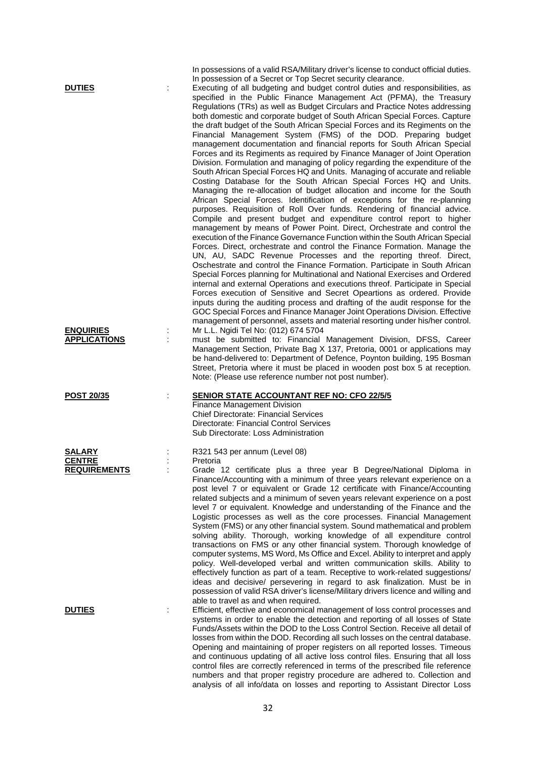In possessions of a valid RSA/Military driver's license to conduct official duties. In possession of a Secret or Top Secret security clearance.

**DUTIES** : Executing of all budgeting and budget control duties and responsibilities, as specified in the Public Finance Management Act (PFMA), the Treasury Regulations (TRs) as well as Budget Circulars and Practice Notes addressing both domestic and corporate budget of South African Special Forces. Capture the draft budget of the South African Special Forces and its Regiments on the Financial Management System (FMS) of the DOD. Preparing budget management documentation and financial reports for South African Special Forces and its Regiments as required by Finance Manager of Joint Operation Division. Formulation and managing of policy regarding the expenditure of the South African Special Forces HQ and Units. Managing of accurate and reliable Costing Database for the South African Special Forces HQ and Units. Managing the re-allocation of budget allocation and income for the South African Special Forces. Identification of exceptions for the re-planning purposes. Requisition of Roll Over funds. Rendering of financial advice. Compile and present budget and expenditure control report to higher management by means of Power Point. Direct, Orchestrate and control the execution of the Finance Governance Function within the South African Special Forces. Direct, orchestrate and control the Finance Formation. Manage the UN, AU, SADC Revenue Processes and the reporting threof. Direct, Oschestrate and control the Finance Formation. Participate in South African Special Forces planning for Multinational and National Exercises and Ordered internal and external Operations and executions threof. Participate in Special Forces execution of Sensitive and Secret Opeartions as ordered. Provide inputs during the auditing process and drafting of the audit response for the GOC Special Forces and Finance Manager Joint Operations Division. Effective management of personnel, assets and material resorting under his/her control.

**ENQUIRIES** : Mr L.L. Ngidi Tel No: (012) 674 5704

**APPLICATIONS** : must be submitted to: Financial Management Division, DFSS, Career Management Section, Private Bag X 137, Pretoria, 0001 or applications may be hand-delivered to: Department of Defence, Poynton building, 195 Bosman Street, Pretoria where it must be placed in wooden post box 5 at reception. Note: (Please use reference number not post number).

**POST 20/35** : **SENIOR STATE ACCOUNTANT REF NO: CFO 22/5/5**

Finance Management Division
Chief Directorate: Financial Services
Directorate: Financial Control Services
Sub Directorate: Loss Administration

**SALARY** : R321 543 per annum (Level 08)

**CENTRE** : Pretoria

**REQUIREMENTS** : Grade 12 certificate plus a three year B Degree/National Diploma in Finance/Accounting with a minimum of three years relevant experience on a post level 7 or equivalent or Grade 12 certificate with Finance/Accounting related subjects and a minimum of seven years relevant experience on a post level 7 or equivalent. Knowledge and understanding of the Finance and the Logistic processes as well as the core processes. Financial Management System (FMS) or any other financial system. Sound mathematical and problem solving ability. Thorough, working knowledge of all expenditure control transactions on FMS or any other financial system. Thorough knowledge of computer systems, MS Word, Ms Office and Excel. Ability to interpret and apply policy. Well-developed verbal and written communication skills. Ability to effectively function as part of a team. Receptive to work-related suggestions/ ideas and decisive/ persevering in regard to ask finalization. Must be in possession of valid RSA driver's license/Military drivers licence and willing and able to travel as and when required.

**DUTIES** : Efficient, effective and economical management of loss control processes and systems in order to enable the detection and reporting of all losses of State Funds/Assets within the DOD to the Loss Control Section. Receive all detail of losses from within the DOD. Recording all such losses on the central database. Opening and maintaining of proper registers on all reported losses. Timeous and continuous updating of all active loss control files. Ensuring that all loss control files are correctly referenced in terms of the prescribed file reference numbers and that proper registry procedure are adhered to. Collection and analysis of all info/data on losses and reporting to Assistant Director Loss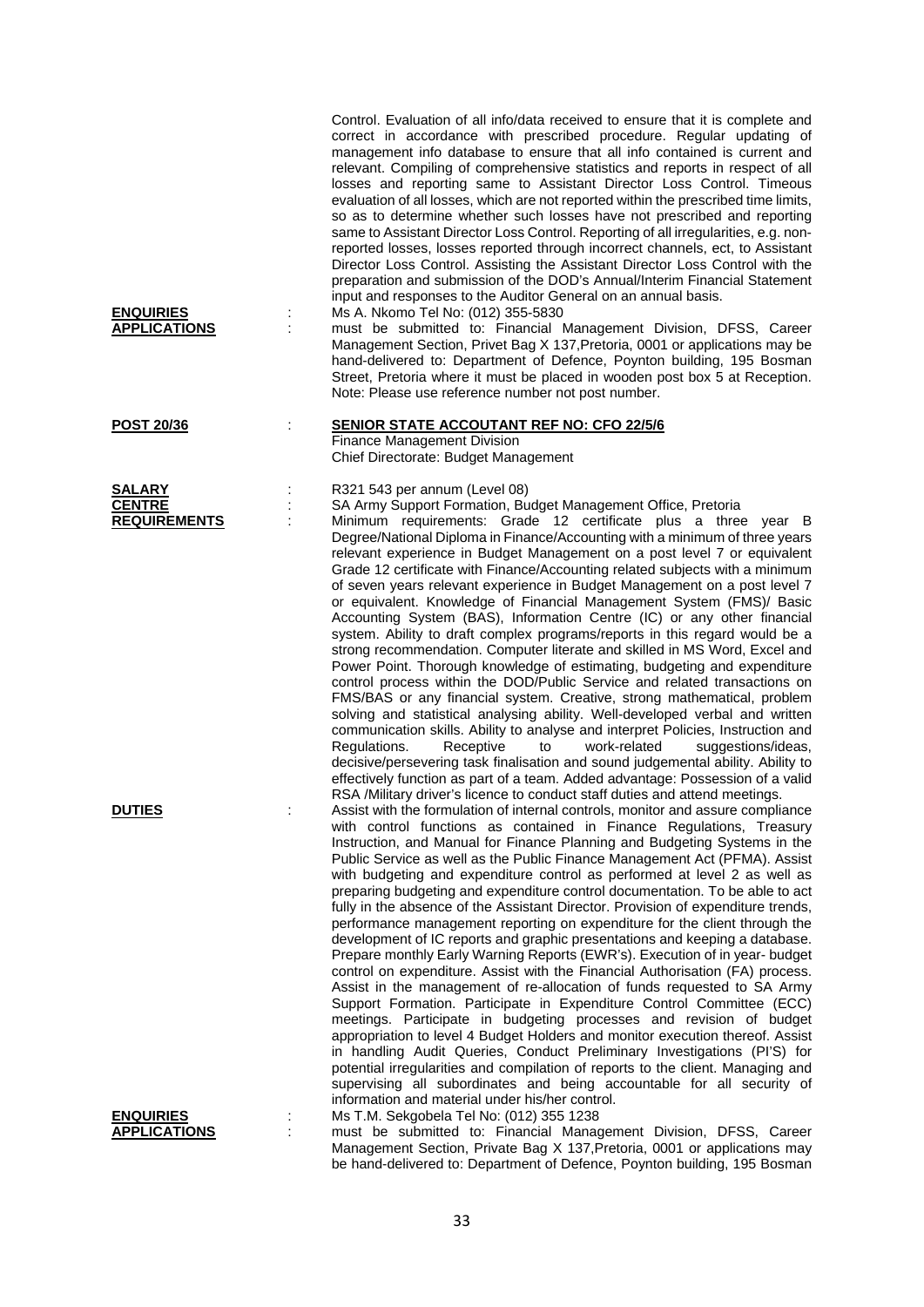Control. Evaluation of all info/data received to ensure that it is complete and correct in accordance with prescribed procedure. Regular updating of management info database to ensure that all info contained is current and relevant. Compiling of comprehensive statistics and reports in respect of all losses and reporting same to Assistant Director Loss Control. Timeous evaluation of all losses, which are not reported within the prescribed time limits, so as to determine whether such losses have not prescribed and reporting same to Assistant Director Loss Control. Reporting of all irregularities, e.g. non-reported losses, losses reported through incorrect channels, ect, to Assistant Director Loss Control. Assisting the Assistant Director Loss Control with the preparation and submission of the DOD's Annual/Interim Financial Statement input and responses to the Auditor General on an annual basis.

**ENQUIRIES** : Ms A. Nkomo Tel No: (012) 355-5830

**APPLICATIONS** : must be submitted to: Financial Management Division, DFSS, Career Management Section, Privet Bag X 137,Pretoria, 0001 or applications may be hand-delivered to: Department of Defence, Poynton building, 195 Bosman Street, Pretoria where it must be placed in wooden post box 5 at Reception. Note: Please use reference number not post number.

**POST 20/36** : **SENIOR STATE ACCOUTANT REF NO: CFO 22/5/6**
Finance Management Division
Chief Directorate: Budget Management

**SALARY** : R321 543 per annum (Level 08)

**CENTRE** : SA Army Support Formation, Budget Management Office, Pretoria

**REQUIREMENTS** : Minimum requirements: Grade 12 certificate plus a three year B Degree/National Diploma in Finance/Accounting with a minimum of three years relevant experience in Budget Management on a post level 7 or equivalent Grade 12 certificate with Finance/Accounting related subjects with a minimum of seven years relevant experience in Budget Management on a post level 7 or equivalent. Knowledge of Financial Management System (FMS)/ Basic Accounting System (BAS), Information Centre (IC) or any other financial system. Ability to draft complex programs/reports in this regard would be a strong recommendation. Computer literate and skilled in MS Word, Excel and Power Point. Thorough knowledge of estimating, budgeting and expenditure control process within the DOD/Public Service and related transactions on FMS/BAS or any financial system. Creative, strong mathematical, problem solving and statistical analysing ability. Well-developed verbal and written communication skills. Ability to analyse and interpret Policies, Instruction and Regulations. Receptive to work-related suggestions/ideas, decisive/persevering task finalisation and sound judgemental ability. Ability to effectively function as part of a team. Added advantage: Possession of a valid RSA /Military driver's licence to conduct staff duties and attend meetings.

**DUTIES** : Assist with the formulation of internal controls, monitor and assure compliance with control functions as contained in Finance Regulations, Treasury Instruction, and Manual for Finance Planning and Budgeting Systems in the Public Service as well as the Public Finance Management Act (PFMA). Assist with budgeting and expenditure control as performed at level 2 as well as preparing budgeting and expenditure control documentation. To be able to act fully in the absence of the Assistant Director. Provision of expenditure trends, performance management reporting on expenditure for the client through the development of IC reports and graphic presentations and keeping a database. Prepare monthly Early Warning Reports (EWR's). Execution of in year- budget control on expenditure. Assist with the Financial Authorisation (FA) process. Assist in the management of re-allocation of funds requested to SA Army Support Formation. Participate in Expenditure Control Committee (ECC) meetings. Participate in budgeting processes and revision of budget appropriation to level 4 Budget Holders and monitor execution thereof. Assist in handling Audit Queries, Conduct Preliminary Investigations (PI'S) for potential irregularities and compilation of reports to the client. Managing and supervising all subordinates and being accountable for all security of information and material under his/her control.

**ENQUIRIES** : Ms T.M. Sekgobela Tel No: (012) 355 1238

**APPLICATIONS** : must be submitted to: Financial Management Division, DFSS, Career Management Section, Private Bag X 137,Pretoria, 0001 or applications may be hand-delivered to: Department of Defence, Poynton building, 195 Bosman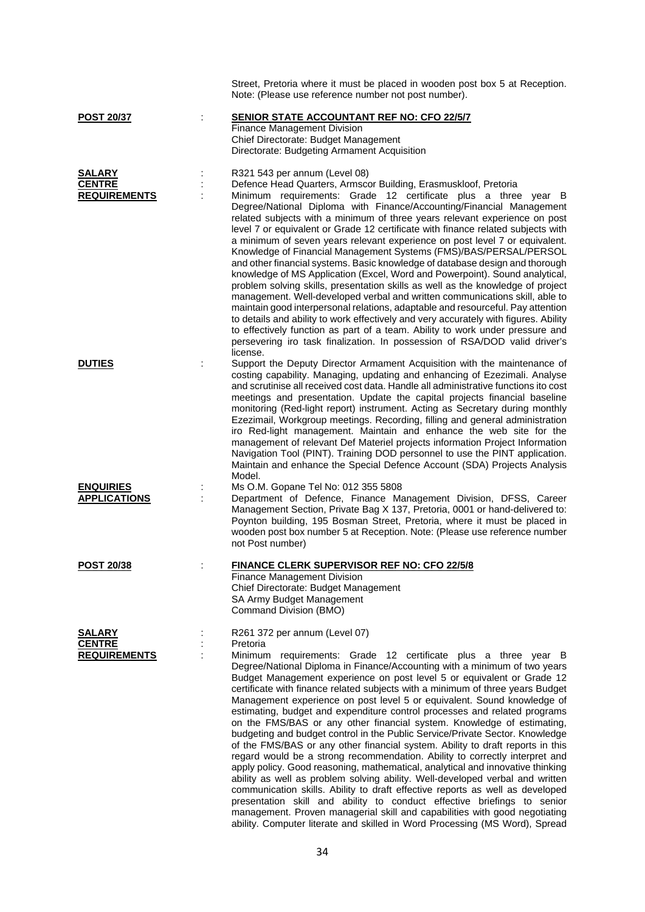Street, Pretoria where it must be placed in wooden post box 5 at Reception. Note: (Please use reference number not post number).

**POST 20/37** : **SENIOR STATE ACCOUNTANT REF NO: CFO 22/5/7**
Finance Management Division
Chief Directorate: Budget Management
Directorate: Budgeting Armament Acquisition

**SALARY** : R321 543 per annum (Level 08)

**CENTRE** : Defence Head Quarters, Armscor Building, Erasmuskloof, Pretoria

**REQUIREMENTS** : Minimum requirements: Grade 12 certificate plus a three year B Degree/National Diploma with Finance/Accounting/Financial Management related subjects with a minimum of three years relevant experience on post level 7 or equivalent or Grade 12 certificate with finance related subjects with a minimum of seven years relevant experience on post level 7 or equivalent. Knowledge of Financial Management Systems (FMS)/BAS/PERSAL/PERSOL and other financial systems. Basic knowledge of database design and thorough knowledge of MS Application (Excel, Word and Powerpoint). Sound analytical, problem solving skills, presentation skills as well as the knowledge of project management. Well-developed verbal and written communications skill, able to maintain good interpersonal relations, adaptable and resourceful. Pay attention to details and ability to work effectively and very accurately with figures. Ability to effectively function as part of a team. Ability to work under pressure and persevering iro task finalization. In possession of RSA/DOD valid driver's license.

**DUTIES** : Support the Deputy Director Armament Acquisition with the maintenance of costing capability. Managing, updating and enhancing of Ezezimali. Analyse and scrutinise all received cost data. Handle all administrative functions ito cost meetings and presentation. Update the capital projects financial baseline monitoring (Red-light report) instrument. Acting as Secretary during monthly Ezezimail, Workgroup meetings. Recording, filling and general administration iro Red-light management. Maintain and enhance the web site for the management of relevant Def Materiel projects information Project Information Navigation Tool (PINT). Training DOD personnel to use the PINT application. Maintain and enhance the Special Defence Account (SDA) Projects Analysis Model.

**ENQUIRIES** : Ms O.M. Gopane Tel No: 012 355 5808

**APPLICATIONS** : Department of Defence, Finance Management Division, DFSS, Career Management Section, Private Bag X 137, Pretoria, 0001 or hand-delivered to: Poynton building, 195 Bosman Street, Pretoria, where it must be placed in wooden post box number 5 at Reception. Note: (Please use reference number not Post number)

**POST 20/38** : **FINANCE CLERK SUPERVISOR REF NO: CFO 22/5/8**
Finance Management Division
Chief Directorate: Budget Management
SA Army Budget Management
Command Division (BMO)

**SALARY** : R261 372 per annum (Level 07)

**CENTRE** : Pretoria

**REQUIREMENTS** : Minimum requirements: Grade 12 certificate plus a three year B Degree/National Diploma in Finance/Accounting with a minimum of two years Budget Management experience on post level 5 or equivalent or Grade 12 certificate with finance related subjects with a minimum of three years Budget Management experience on post level 5 or equivalent. Sound knowledge of estimating, budget and expenditure control processes and related programs on the FMS/BAS or any other financial system. Knowledge of estimating, budgeting and budget control in the Public Service/Private Sector. Knowledge of the FMS/BAS or any other financial system. Ability to draft reports in this regard would be a strong recommendation. Ability to correctly interpret and apply policy. Good reasoning, mathematical, analytical and innovative thinking ability as well as problem solving ability. Well-developed verbal and written communication skills. Ability to draft effective reports as well as developed presentation skill and ability to conduct effective briefings to senior management. Proven managerial skill and capabilities with good negotiating ability. Computer literate and skilled in Word Processing (MS Word), Spread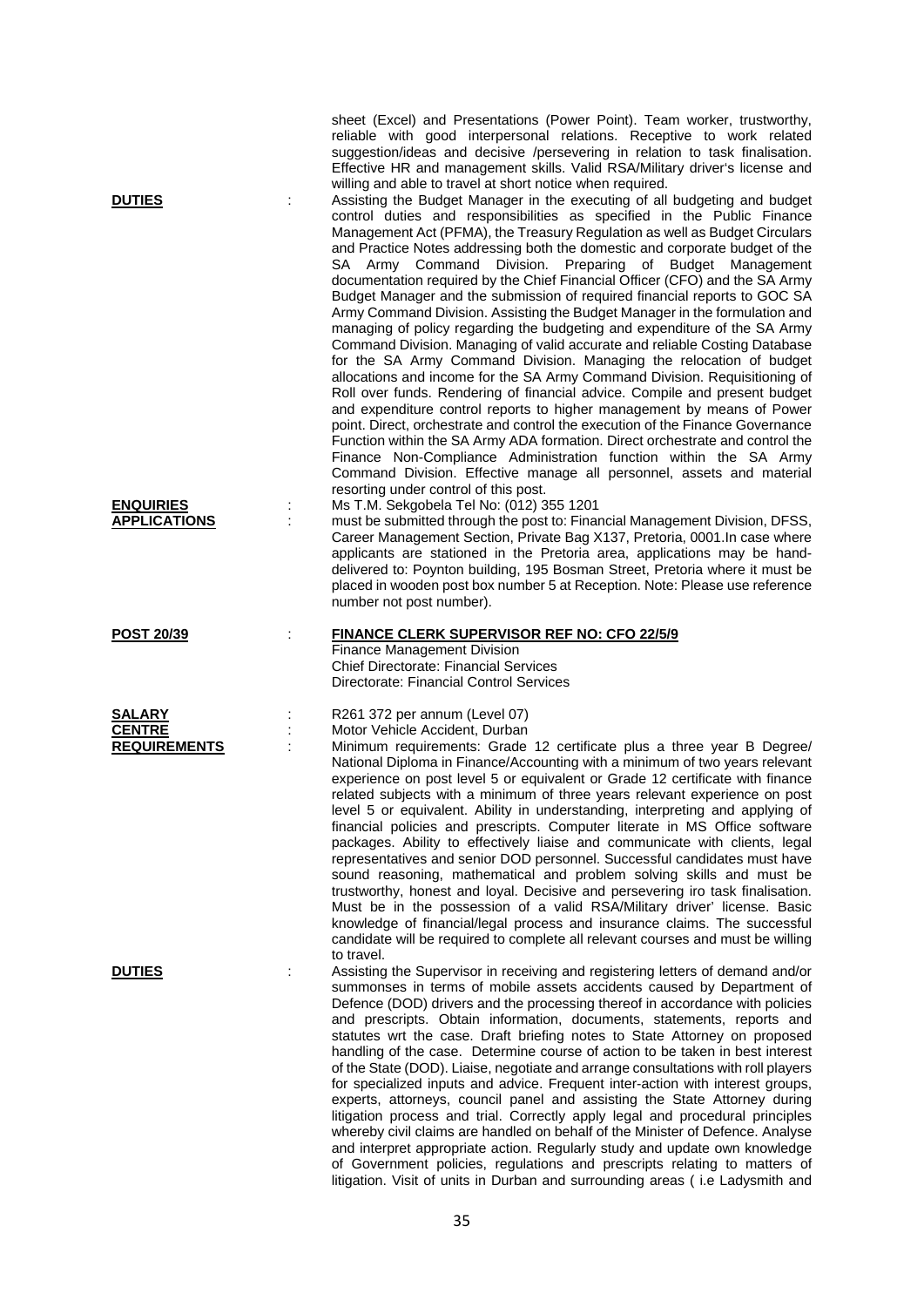sheet (Excel) and Presentations (Power Point). Team worker, trustworthy, reliable with good interpersonal relations. Receptive to work related suggestion/ideas and decisive /persevering in relation to task finalisation. Effective HR and management skills. Valid RSA/Military driver's license and willing and able to travel at short notice when required.

**DUTIES** : Assisting the Budget Manager in the executing of all budgeting and budget control duties and responsibilities as specified in the Public Finance Management Act (PFMA), the Treasury Regulation as well as Budget Circulars and Practice Notes addressing both the domestic and corporate budget of the SA Army Command Division. Preparing of Budget Management documentation required by the Chief Financial Officer (CFO) and the SA Army Budget Manager and the submission of required financial reports to GOC SA Army Command Division. Assisting the Budget Manager in the formulation and managing of policy regarding the budgeting and expenditure of the SA Army Command Division. Managing of valid accurate and reliable Costing Database for the SA Army Command Division. Managing the relocation of budget allocations and income for the SA Army Command Division. Requisitioning of Roll over funds. Rendering of financial advice. Compile and present budget and expenditure control reports to higher management by means of Power point. Direct, orchestrate and control the execution of the Finance Governance Function within the SA Army ADA formation. Direct orchestrate and control the Finance Non-Compliance Administration function within the SA Army Command Division. Effective manage all personnel, assets and material resorting under control of this post.

**ENQUIRIES** : Ms T.M. Sekgobela Tel No: (012) 355 1201

**APPLICATIONS** : must be submitted through the post to: Financial Management Division, DFSS, Career Management Section, Private Bag X137, Pretoria, 0001.In case where applicants are stationed in the Pretoria area, applications may be hand-delivered to: Poynton building, 195 Bosman Street, Pretoria where it must be placed in wooden post box number 5 at Reception. Note: Please use reference number not post number).

**POST 20/39** : **FINANCE CLERK SUPERVISOR REF NO: CFO 22/5/9**
Finance Management Division
Chief Directorate: Financial Services
Directorate: Financial Control Services

**SALARY** : R261 372 per annum (Level 07)

**CENTRE** : Motor Vehicle Accident, Durban

**REQUIREMENTS** : Minimum requirements: Grade 12 certificate plus a three year B Degree/ National Diploma in Finance/Accounting with a minimum of two years relevant experience on post level 5 or equivalent or Grade 12 certificate with finance related subjects with a minimum of three years relevant experience on post level 5 or equivalent. Ability in understanding, interpreting and applying of financial policies and prescripts. Computer literate in MS Office software packages. Ability to effectively liaise and communicate with clients, legal representatives and senior DOD personnel. Successful candidates must have sound reasoning, mathematical and problem solving skills and must be trustworthy, honest and loyal. Decisive and persevering iro task finalisation. Must be in the possession of a valid RSA/Military driver' license. Basic knowledge of financial/legal process and insurance claims. The successful candidate will be required to complete all relevant courses and must be willing to travel.

**DUTIES** : Assisting the Supervisor in receiving and registering letters of demand and/or summonses in terms of mobile assets accidents caused by Department of Defence (DOD) drivers and the processing thereof in accordance with policies and prescripts. Obtain information, documents, statements, reports and statutes wrt the case. Draft briefing notes to State Attorney on proposed handling of the case. Determine course of action to be taken in best interest of the State (DOD). Liaise, negotiate and arrange consultations with roll players for specialized inputs and advice. Frequent inter-action with interest groups, experts, attorneys, council panel and assisting the State Attorney during litigation process and trial. Correctly apply legal and procedural principles whereby civil claims are handled on behalf of the Minister of Defence. Analyse and interpret appropriate action. Regularly study and update own knowledge of Government policies, regulations and prescripts relating to matters of litigation. Visit of units in Durban and surrounding areas ( i.e Ladysmith and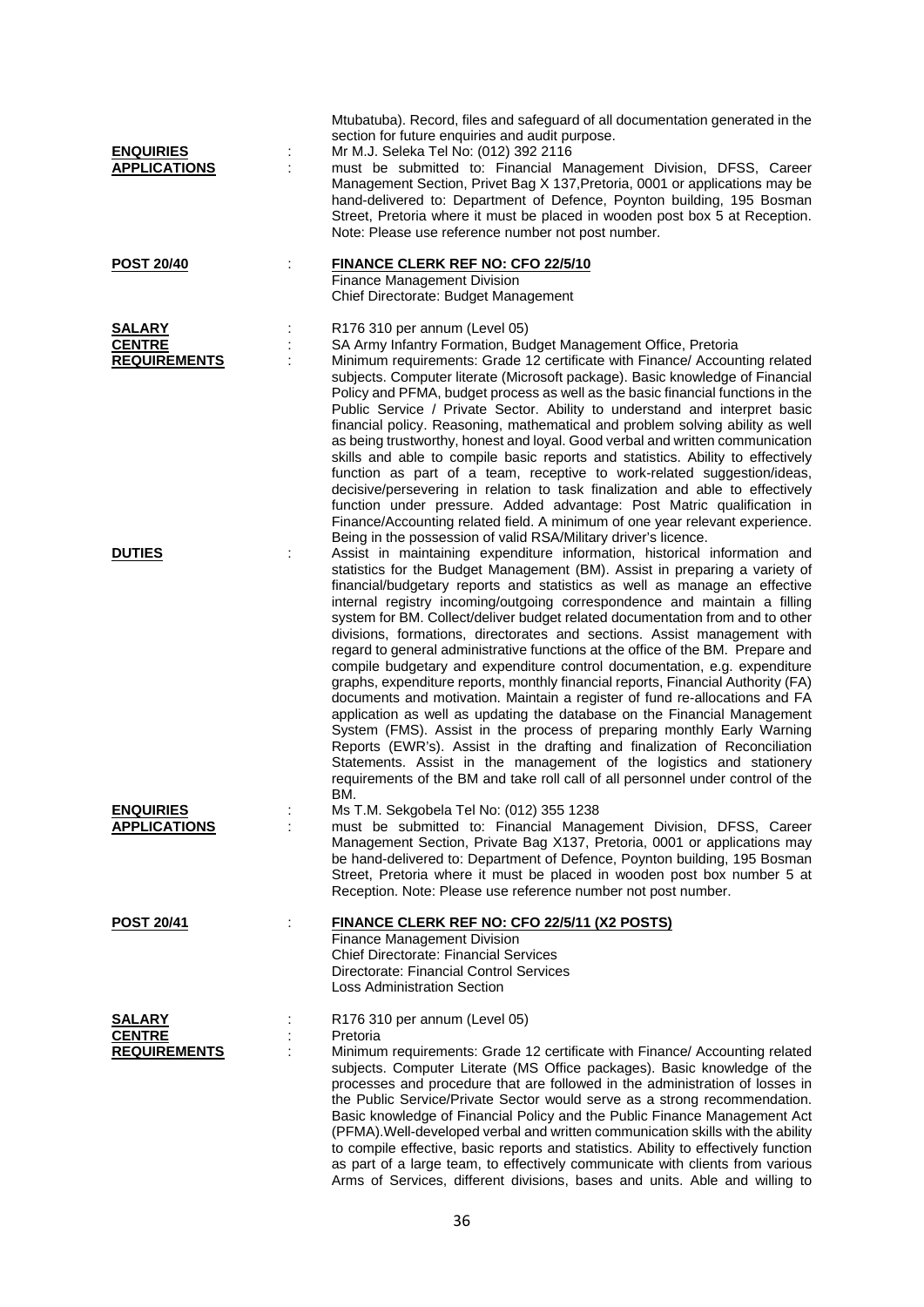Mtubatuba). Record, files and safeguard of all documentation generated in the section for future enquiries and audit purpose.

**ENQUIRIES** : Mr M.J. Seleka Tel No: (012) 392 2116

**APPLICATIONS** : must be submitted to: Financial Management Division, DFSS, Career Management Section, Privet Bag X 137,Pretoria, 0001 or applications may be hand-delivered to: Department of Defence, Poynton building, 195 Bosman Street, Pretoria where it must be placed in wooden post box 5 at Reception. Note: Please use reference number not post number.

**POST 20/40** : **FINANCE CLERK REF NO: CFO 22/5/10**
Finance Management Division
Chief Directorate: Budget Management

**SALARY** : R176 310 per annum (Level 05)

**CENTRE** : SA Army Infantry Formation, Budget Management Office, Pretoria

**REQUIREMENTS** : Minimum requirements: Grade 12 certificate with Finance/ Accounting related subjects. Computer literate (Microsoft package). Basic knowledge of Financial Policy and PFMA, budget process as well as the basic financial functions in the Public Service / Private Sector. Ability to understand and interpret basic financial policy. Reasoning, mathematical and problem solving ability as well as being trustworthy, honest and loyal. Good verbal and written communication skills and able to compile basic reports and statistics. Ability to effectively function as part of a team, receptive to work-related suggestion/ideas, decisive/persevering in relation to task finalization and able to effectively function under pressure. Added advantage: Post Matric qualification in Finance/Accounting related field. A minimum of one year relevant experience. Being in the possession of valid RSA/Military driver's licence.

**DUTIES** : Assist in maintaining expenditure information, historical information and statistics for the Budget Management (BM). Assist in preparing a variety of financial/budgetary reports and statistics as well as manage an effective internal registry incoming/outgoing correspondence and maintain a filling system for BM. Collect/deliver budget related documentation from and to other divisions, formations, directorates and sections. Assist management with regard to general administrative functions at the office of the BM. Prepare and compile budgetary and expenditure control documentation, e.g. expenditure graphs, expenditure reports, monthly financial reports, Financial Authority (FA) documents and motivation. Maintain a register of fund re-allocations and FA application as well as updating the database on the Financial Management System (FMS). Assist in the process of preparing monthly Early Warning Reports (EWR's). Assist in the drafting and finalization of Reconciliation Statements. Assist in the management of the logistics and stationery requirements of the BM and take roll call of all personnel under control of the BM.

**ENQUIRIES** : Ms T.M. Sekgobela Tel No: (012) 355 1238

**APPLICATIONS** : must be submitted to: Financial Management Division, DFSS, Career Management Section, Private Bag X137, Pretoria, 0001 or applications may be hand-delivered to: Department of Defence, Poynton building, 195 Bosman Street, Pretoria where it must be placed in wooden post box number 5 at Reception. Note: Please use reference number not post number.

**POST 20/41** : **FINANCE CLERK REF NO: CFO 22/5/11 (X2 POSTS)**
Finance Management Division
Chief Directorate: Financial Services
Directorate: Financial Control Services
Loss Administration Section

**SALARY** : R176 310 per annum (Level 05)

**CENTRE** : Pretoria

**REQUIREMENTS** : Minimum requirements: Grade 12 certificate with Finance/ Accounting related subjects. Computer Literate (MS Office packages). Basic knowledge of the processes and procedure that are followed in the administration of losses in the Public Service/Private Sector would serve as a strong recommendation. Basic knowledge of Financial Policy and the Public Finance Management Act (PFMA).Well-developed verbal and written communication skills with the ability to compile effective, basic reports and statistics. Ability to effectively function as part of a large team, to effectively communicate with clients from various Arms of Services, different divisions, bases and units. Able and willing to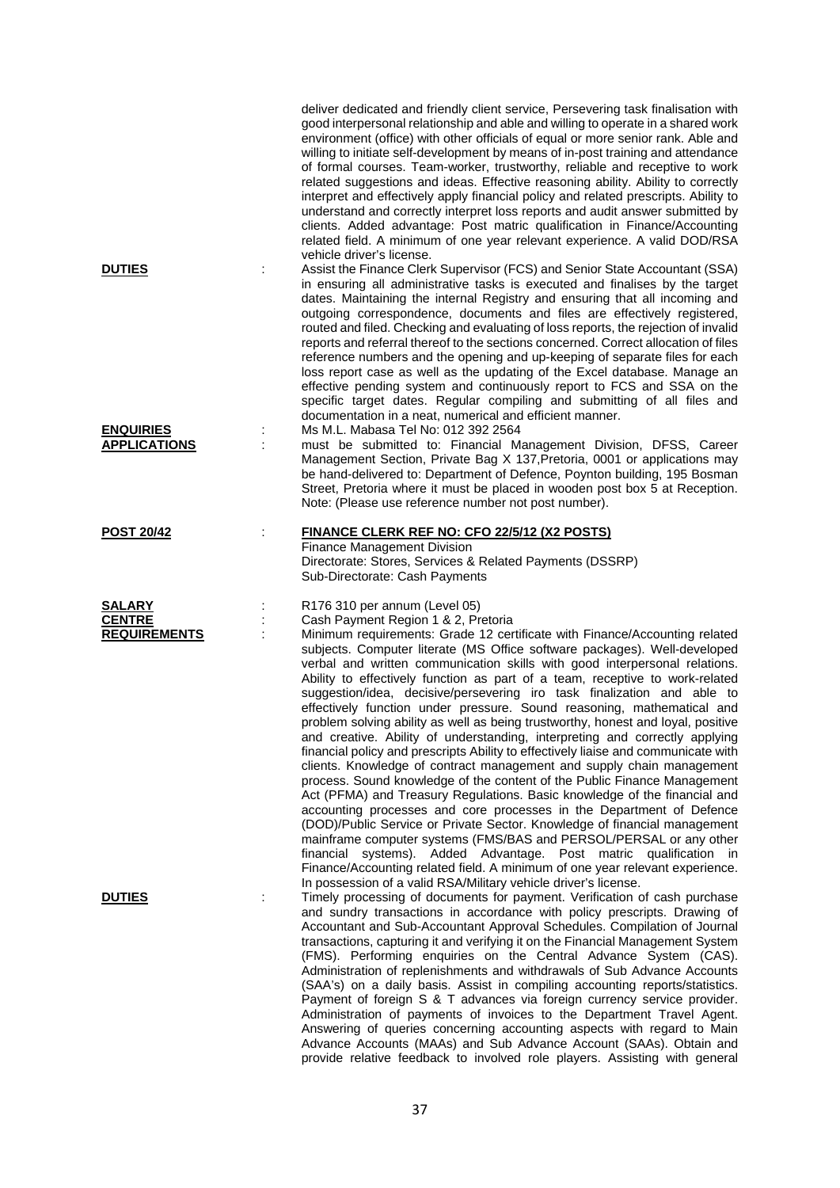deliver dedicated and friendly client service, Persevering task finalisation with good interpersonal relationship and able and willing to operate in a shared work environment (office) with other officials of equal or more senior rank. Able and willing to initiate self-development by means of in-post training and attendance of formal courses. Team-worker, trustworthy, reliable and receptive to work related suggestions and ideas. Effective reasoning ability. Ability to correctly interpret and effectively apply financial policy and related prescripts. Ability to understand and correctly interpret loss reports and audit answer submitted by clients. Added advantage: Post matric qualification in Finance/Accounting related field. A minimum of one year relevant experience. A valid DOD/RSA vehicle driver's license.

**DUTIES** : Assist the Finance Clerk Supervisor (FCS) and Senior State Accountant (SSA) in ensuring all administrative tasks is executed and finalises by the target dates. Maintaining the internal Registry and ensuring that all incoming and outgoing correspondence, documents and files are effectively registered, routed and filed. Checking and evaluating of loss reports, the rejection of invalid reports and referral thereof to the sections concerned. Correct allocation of files reference numbers and the opening and up-keeping of separate files for each loss report case as well as the updating of the Excel database. Manage an effective pending system and continuously report to FCS and SSA on the specific target dates. Regular compiling and submitting of all files and documentation in a neat, numerical and efficient manner.

**ENQUIRIES** : Ms M.L. Mabasa Tel No: 012 392 2564

**APPLICATIONS** : must be submitted to: Financial Management Division, DFSS, Career Management Section, Private Bag X 137,Pretoria, 0001 or applications may be hand-delivered to: Department of Defence, Poynton building, 195 Bosman Street, Pretoria where it must be placed in wooden post box 5 at Reception. Note: (Please use reference number not post number).

**POST 20/42** : **FINANCE CLERK REF NO: CFO 22/5/12 (X2 POSTS)**
Finance Management Division
Directorate: Stores, Services & Related Payments (DSSRP)
Sub-Directorate: Cash Payments

**SALARY** : R176 310 per annum (Level 05)

**CENTRE** : Cash Payment Region 1 & 2, Pretoria

**REQUIREMENTS** : Minimum requirements: Grade 12 certificate with Finance/Accounting related subjects. Computer literate (MS Office software packages). Well-developed verbal and written communication skills with good interpersonal relations. Ability to effectively function as part of a team, receptive to work-related suggestion/idea, decisive/persevering iro task finalization and able to effectively function under pressure. Sound reasoning, mathematical and problem solving ability as well as being trustworthy, honest and loyal, positive and creative. Ability of understanding, interpreting and correctly applying financial policy and prescripts Ability to effectively liaise and communicate with clients. Knowledge of contract management and supply chain management process. Sound knowledge of the content of the Public Finance Management Act (PFMA) and Treasury Regulations. Basic knowledge of the financial and accounting processes and core processes in the Department of Defence (DOD)/Public Service or Private Sector. Knowledge of financial management mainframe computer systems (FMS/BAS and PERSOL/PERSAL or any other financial systems). Added Advantage. Post matric qualification in Finance/Accounting related field. A minimum of one year relevant experience. In possession of a valid RSA/Military vehicle driver's license.

**DUTIES** : Timely processing of documents for payment. Verification of cash purchase and sundry transactions in accordance with policy prescripts. Drawing of Accountant and Sub-Accountant Approval Schedules. Compilation of Journal transactions, capturing it and verifying it on the Financial Management System (FMS). Performing enquiries on the Central Advance System (CAS). Administration of replenishments and withdrawals of Sub Advance Accounts (SAA's) on a daily basis. Assist in compiling accounting reports/statistics. Payment of foreign S & T advances via foreign currency service provider. Administration of payments of invoices to the Department Travel Agent. Answering of queries concerning accounting aspects with regard to Main Advance Accounts (MAAs) and Sub Advance Account (SAAs). Obtain and provide relative feedback to involved role players. Assisting with general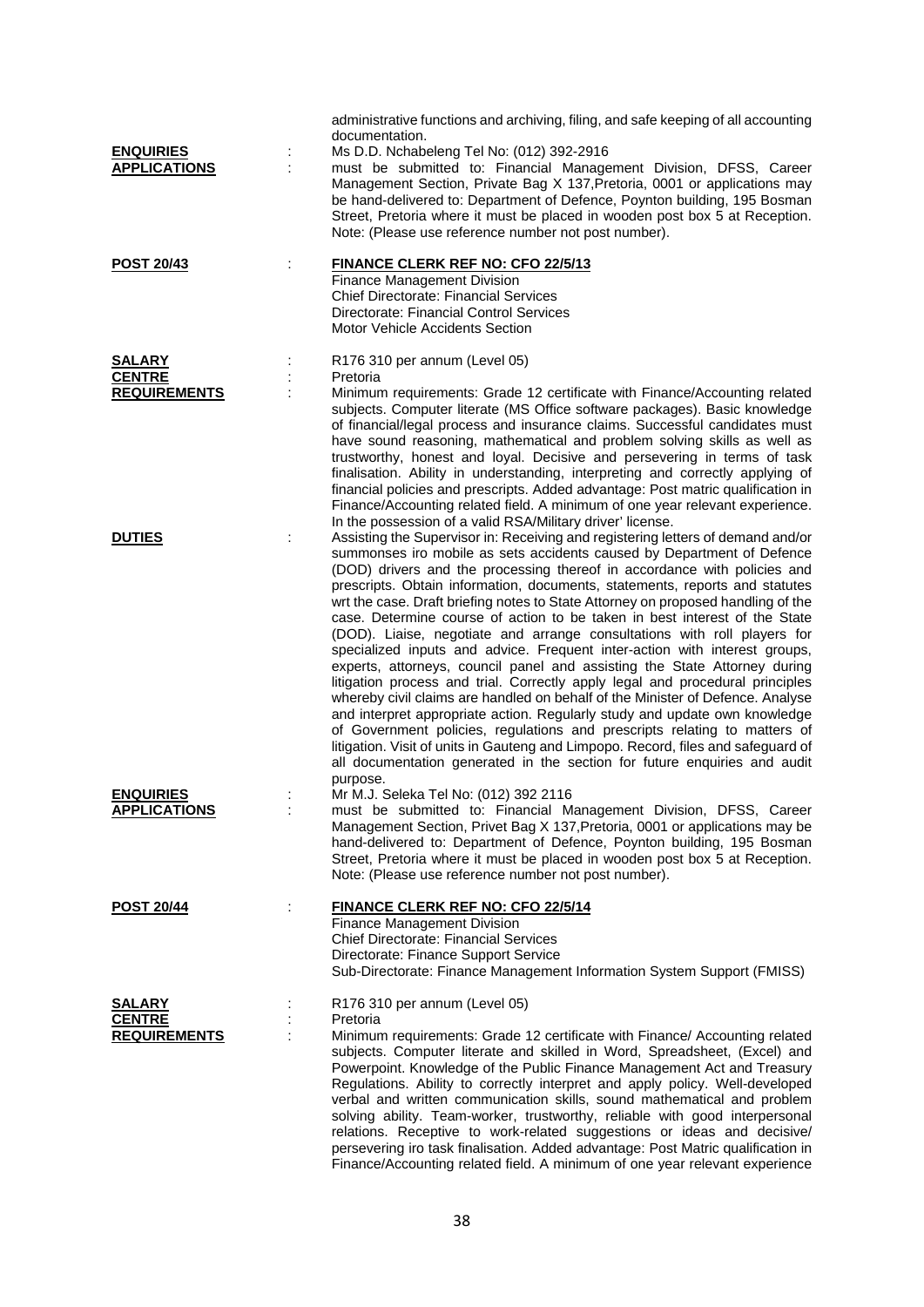administrative functions and archiving, filing, and safe keeping of all accounting documentation.

**ENQUIRIES** : Ms D.D. Nchabeleng Tel No: (012) 392-2916

**APPLICATIONS** : must be submitted to: Financial Management Division, DFSS, Career Management Section, Private Bag X 137,Pretoria, 0001 or applications may be hand-delivered to: Department of Defence, Poynton building, 195 Bosman Street, Pretoria where it must be placed in wooden post box 5 at Reception. Note: (Please use reference number not post number).

**POST 20/43** : **FINANCE CLERK REF NO: CFO 22/5/13**

Finance Management Division
Chief Directorate: Financial Services
Directorate: Financial Control Services
Motor Vehicle Accidents Section

**SALARY** : R176 310 per annum (Level 05)

**CENTRE** : Pretoria

**REQUIREMENTS** : Minimum requirements: Grade 12 certificate with Finance/Accounting related subjects. Computer literate (MS Office software packages). Basic knowledge of financial/legal process and insurance claims. Successful candidates must have sound reasoning, mathematical and problem solving skills as well as trustworthy, honest and loyal. Decisive and persevering in terms of task finalisation. Ability in understanding, interpreting and correctly applying of financial policies and prescripts. Added advantage: Post matric qualification in Finance/Accounting related field. A minimum of one year relevant experience. In the possession of a valid RSA/Military driver' license.

**DUTIES** : Assisting the Supervisor in: Receiving and registering letters of demand and/or summonses iro mobile as sets accidents caused by Department of Defence (DOD) drivers and the processing thereof in accordance with policies and prescripts. Obtain information, documents, statements, reports and statutes wrt the case. Draft briefing notes to State Attorney on proposed handling of the case. Determine course of action to be taken in best interest of the State (DOD). Liaise, negotiate and arrange consultations with roll players for specialized inputs and advice. Frequent inter-action with interest groups, experts, attorneys, council panel and assisting the State Attorney during litigation process and trial. Correctly apply legal and procedural principles whereby civil claims are handled on behalf of the Minister of Defence. Analyse and interpret appropriate action. Regularly study and update own knowledge of Government policies, regulations and prescripts relating to matters of litigation. Visit of units in Gauteng and Limpopo. Record, files and safeguard of all documentation generated in the section for future enquiries and audit purpose.

**ENQUIRIES** : Mr M.J. Seleka Tel No: (012) 392 2116

**APPLICATIONS** : must be submitted to: Financial Management Division, DFSS, Career Management Section, Privet Bag X 137,Pretoria, 0001 or applications may be hand-delivered to: Department of Defence, Poynton building, 195 Bosman Street, Pretoria where it must be placed in wooden post box 5 at Reception. Note: (Please use reference number not post number).

**POST 20/44** : **FINANCE CLERK REF NO: CFO 22/5/14**

Finance Management Division
Chief Directorate: Financial Services
Directorate: Finance Support Service
Sub-Directorate: Finance Management Information System Support (FMISS)

**SALARY** : R176 310 per annum (Level 05)

**CENTRE** : Pretoria

**REQUIREMENTS** : Minimum requirements: Grade 12 certificate with Finance/ Accounting related subjects. Computer literate and skilled in Word, Spreadsheet, (Excel) and Powerpoint. Knowledge of the Public Finance Management Act and Treasury Regulations. Ability to correctly interpret and apply policy. Well-developed verbal and written communication skills, sound mathematical and problem solving ability. Team-worker, trustworthy, reliable with good interpersonal relations. Receptive to work-related suggestions or ideas and decisive/ persevering iro task finalisation. Added advantage: Post Matric qualification in Finance/Accounting related field. A minimum of one year relevant experience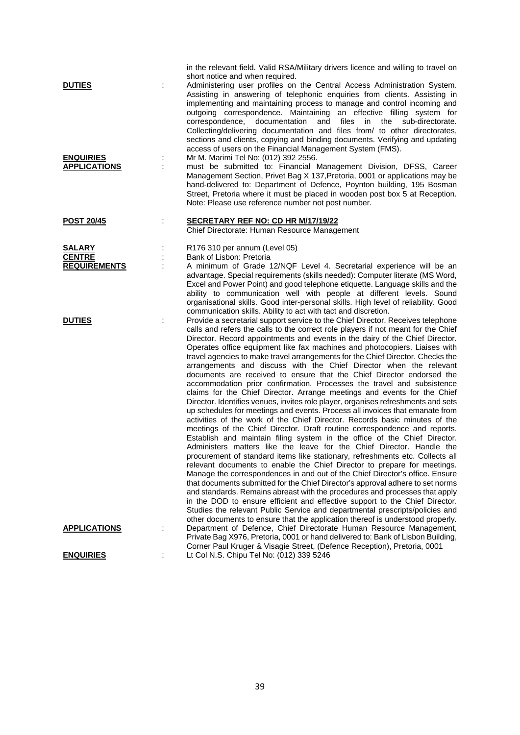in the relevant field. Valid RSA/Military drivers licence and willing to travel on short notice and when required.

**DUTIES** : Administering user profiles on the Central Access Administration System. Assisting in answering of telephonic enquiries from clients. Assisting in implementing and maintaining process to manage and control incoming and outgoing correspondence. Maintaining an effective filling system for correspondence, documentation and files in the sub-directorate. Collecting/delivering documentation and files from/ to other directorates, sections and clients, copying and binding documents. Verifying and updating access of users on the Financial Management System (FMS).

**ENQUIRIES** : Mr M. Marimi Tel No: (012) 392 2556.

**APPLICATIONS** : must be submitted to: Financial Management Division, DFSS, Career Management Section, Privet Bag X 137,Pretoria, 0001 or applications may be hand-delivered to: Department of Defence, Poynton building, 195 Bosman Street, Pretoria where it must be placed in wooden post box 5 at Reception. Note: Please use reference number not post number.

**POST 20/45** : **SECRETARY REF NO: CD HR M/17/19/22**
Chief Directorate: Human Resource Management

**SALARY** : R176 310 per annum (Level 05)

**CENTRE** : Bank of Lisbon: Pretoria

**REQUIREMENTS** : A minimum of Grade 12/NQF Level 4. Secretarial experience will be an advantage. Special requirements (skills needed): Computer literate (MS Word, Excel and Power Point) and good telephone etiquette. Language skills and the ability to communication well with people at different levels. Sound organisational skills. Good inter-personal skills. High level of reliability. Good communication skills. Ability to act with tact and discretion.

**DUTIES** : Provide a secretarial support service to the Chief Director. Receives telephone calls and refers the calls to the correct role players if not meant for the Chief Director. Record appointments and events in the dairy of the Chief Director. Operates office equipment like fax machines and photocopiers. Liaises with travel agencies to make travel arrangements for the Chief Director. Checks the arrangements and discuss with the Chief Director when the relevant documents are received to ensure that the Chief Director endorsed the accommodation prior confirmation. Processes the travel and subsistence claims for the Chief Director. Arrange meetings and events for the Chief Director. Identifies venues, invites role player, organises refreshments and sets up schedules for meetings and events. Process all invoices that emanate from activities of the work of the Chief Director. Records basic minutes of the meetings of the Chief Director. Draft routine correspondence and reports. Establish and maintain filing system in the office of the Chief Director. Administers matters like the leave for the Chief Director. Handle the procurement of standard items like stationary, refreshments etc. Collects all relevant documents to enable the Chief Director to prepare for meetings. Manage the correspondences in and out of the Chief Director's office. Ensure that documents submitted for the Chief Director's approval adhere to set norms and standards. Remains abreast with the procedures and processes that apply in the DOD to ensure efficient and effective support to the Chief Director. Studies the relevant Public Service and departmental prescripts/policies and other documents to ensure that the application thereof is understood properly.

**APPLICATIONS** : Department of Defence, Chief Directorate Human Resource Management, Private Bag X976, Pretoria, 0001 or hand delivered to: Bank of Lisbon Building, Corner Paul Kruger & Visagie Street, (Defence Reception), Pretoria, 0001

**ENQUIRIES** : Lt Col N.S. Chipu Tel No: (012) 339 5246